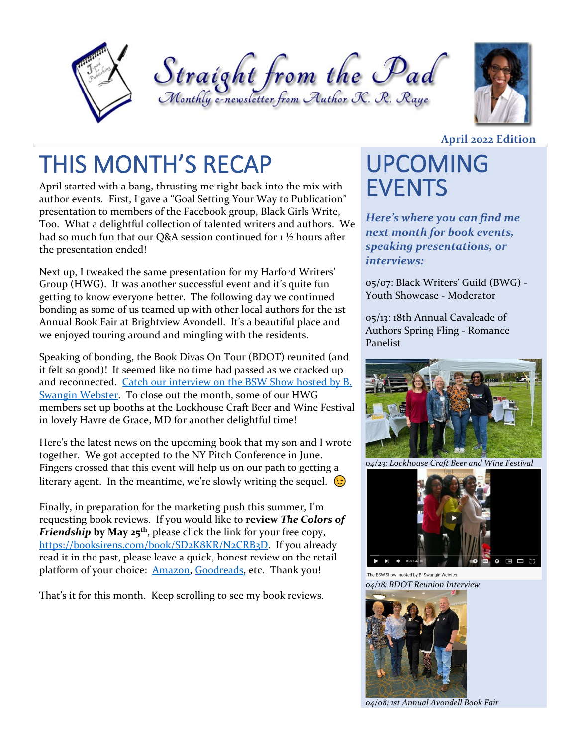# Straight from the Pad

*Monthly e-newsletter from Author K. R. Raye*

**April 2022 Edition**

## THIS MONTH'S RECAP

April started with a bang, thrusting me right back into the mix with author events. First, I gave a "Goal Setting Your Way to Publication" presentation to members of the Facebook group, Black Girls Write, Too. What a delightful collection of talented writers and authors. We had so much fun that our Q&A session continued for 1 ½ hours after the presentation ended!

Next up, I tweaked the same presentation for my Harford Writers' Group (HWG). It was another successful event and it's quite fun getting to know everyone better. The following day we continued bonding as some of us teamed up with other local authors for the 1st Annual Book Fair at Brightview Avondell. It's a beautiful place and we enjoyed touring around and mingling with the residents.

Speaking of bonding, the Book Divas On Tour (BDOT) reunited (and it felt so good)! It seemed like no time had passed as we cracked up and reconnected. Catch our interview on the BSW Show hosted by B. Swangin Webster. To close out the month, some of our HWG members set up booths at the Lockhouse Craft Beer and Wine Festival in lovely Havre de Grace, MD for another delightful time!

Here's the latest news on the upcoming book that my son and I wrote together. We got accepted to the NY Pitch Conference in June. Fingers crossed that this event will help us on our path to getting a literary agent. In the meantime, we're slowly writing the sequel. 😉

Finally, in preparation for the marketing push this summer, I'm requesting book reviews. If you would like to **review *The Colors of Friendship* by May 25th**, please click the link for your free copy, https://booksirens.com/book/SD2K8KR/N2CRB3D. If you already read it in the past, please leave a quick, honest review on the retail platform of your choice: Amazon, Goodreads, etc. Thank you!

That's it for this month. Keep scrolling to see my book reviews.

## UPCOMING EVENTS

***Here's where you can find me next month for book events, speaking presentations, or interviews:***

05/07: Black Writers' Guild (BWG) - Youth Showcase - Moderator

05/13: 18th Annual Cavalcade of Authors Spring Fling - Romance Panelist

*04/23: Lockhouse Craft Beer and Wine Festival*

The BSW Show- hosted by B. Swangin Webster

*04/18: BDOT Reunion Interview*

*04/08: 1st Annual Avondell Book Fair*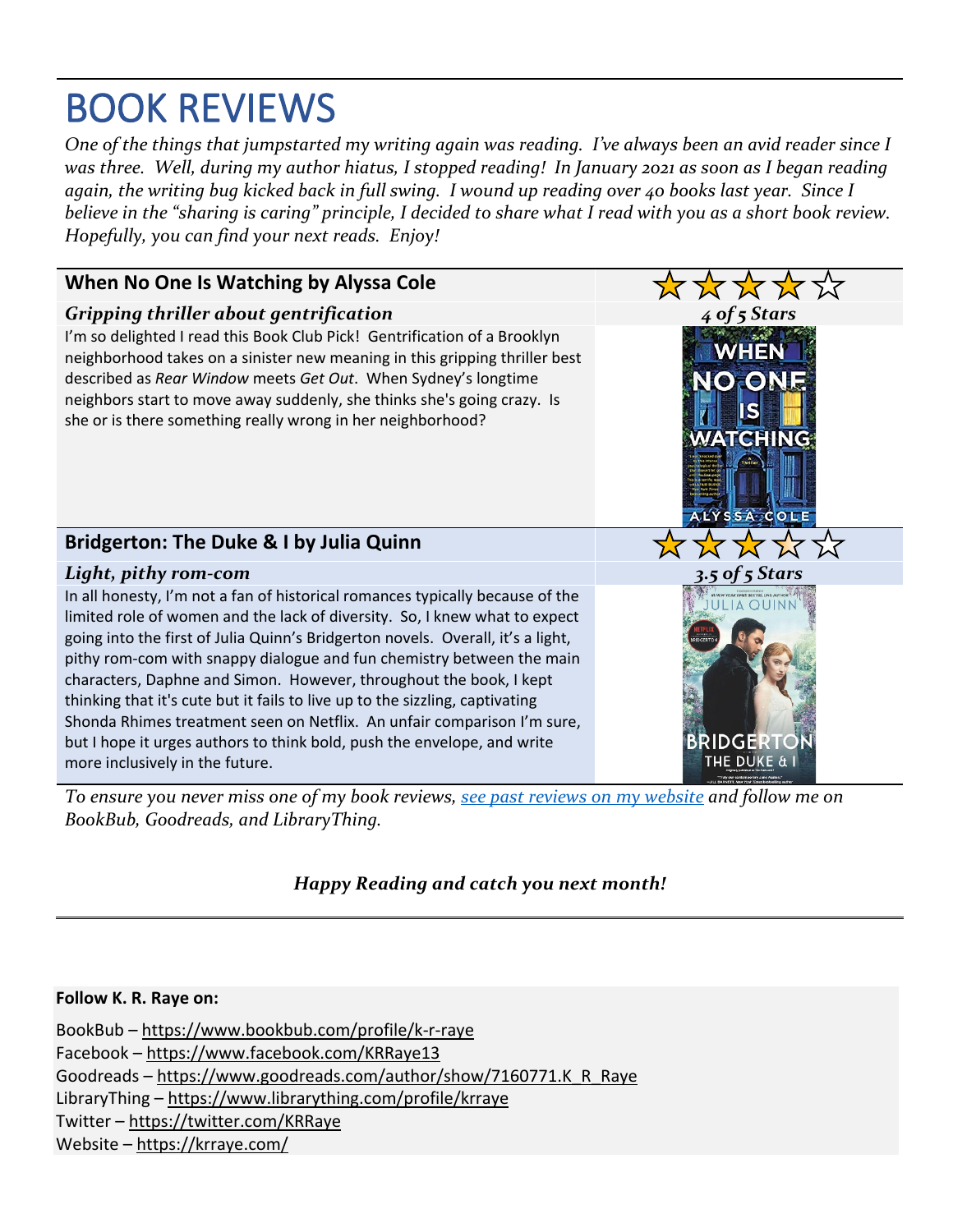# BOOK REVIEWS

*One of the things that jumpstarted my writing again was reading. I've always been an avid reader since I was three. Well, during my author hiatus, I stopped reading! In January 2021 as soon as I began reading again, the writing bug kicked back in full swing. I wound up reading over 40 books last year. Since I believe in the "sharing is caring" principle, I decided to share what I read with you as a short book review. Hopefully, you can find your next reads. Enjoy!*

## When No One Is Watching by Alyssa Cole

★★★★☆

### *Gripping thriller about gentrification*

*4 of 5 Stars*

I'm so delighted I read this Book Club Pick! Gentrification of a Brooklyn neighborhood takes on a sinister new meaning in this gripping thriller best described as *Rear Window* meets *Get Out*. When Sydney's longtime neighbors start to move away suddenly, she thinks she's going crazy. Is she or is there something really wrong in her neighborhood?

## Bridgerton: The Duke & I by Julia Quinn

### *Light, pithy rom-com*

*3.5 of 5 Stars*

In all honesty, I'm not a fan of historical romances typically because of the limited role of women and the lack of diversity. So, I knew what to expect going into the first of Julia Quinn's Bridgerton novels. Overall, it's a light, pithy rom-com with snappy dialogue and fun chemistry between the main characters, Daphne and Simon. However, throughout the book, I kept thinking that it's cute but it fails to live up to the sizzling, captivating Shonda Rhimes treatment seen on Netflix. An unfair comparison I'm sure, but I hope it urges authors to think bold, push the envelope, and write more inclusively in the future.

*To ensure you never miss one of my book reviews, see past reviews on my website and follow me on BookBub, Goodreads, and LibraryThing.*

***Happy Reading and catch you next month!***

**Follow K. R. Raye on:**

BookBub – https://www.bookbub.com/profile/k-r-raye
Facebook – https://www.facebook.com/KRRaye13
Goodreads – https://www.goodreads.com/author/show/7160771.K_R_Raye
LibraryThing – https://www.librarything.com/profile/krraye
Twitter – https://twitter.com/KRRaye
Website – https://krraye.com/